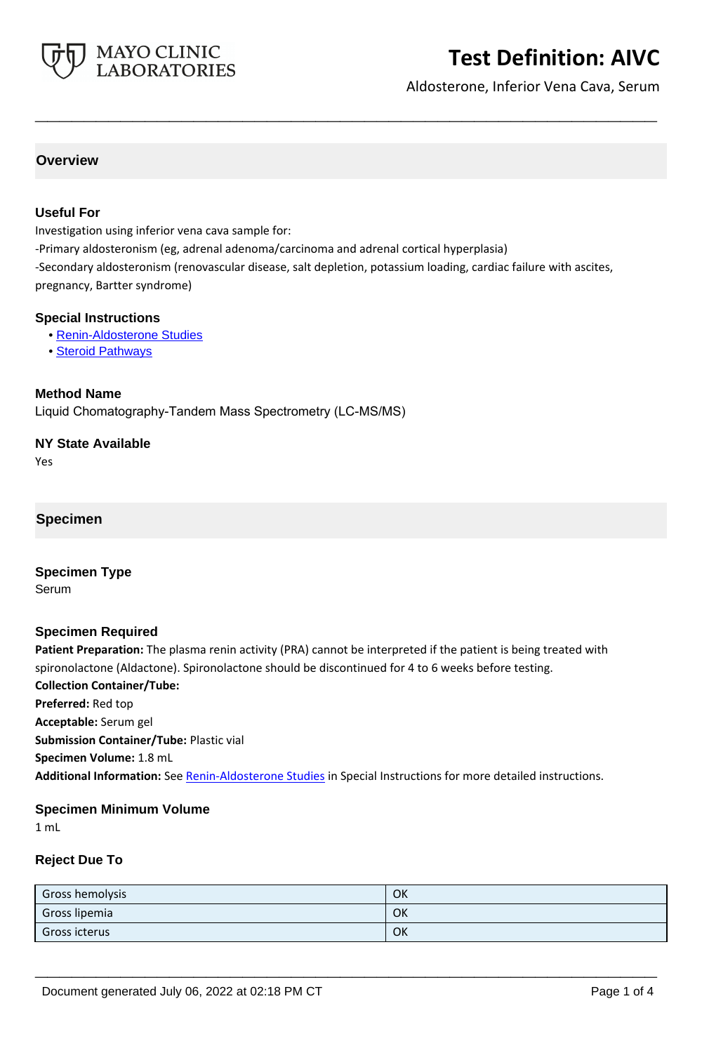# Test Definition: AIVC

Aldosterone, Inferior Vena Cava, Serum

## Overview

### Useful For

Investigation using inferior vena cava sample for:

-Primary aldosteronism (eg, adrenal adenoma/carcinoma and adrenal cortical hyperplasia)

-Secondary aldosteronism (renovascular disease, salt depletion, potassium loading, cardiac failure with ascites, pregnancy, Bartter syndrome)

### Special Instructions

- Renin-Aldosterone Studies
- Steroid Pathways

### Method Name

Liquid Chomatography-Tandem Mass Spectrometry (LC-MS/MS)

### NY State Available

Yes

## Specimen

### Specimen Type

Serum

### Specimen Required

**Patient Preparation:** The plasma renin activity (PRA) cannot be interpreted if the patient is being treated with spironolactone (Aldactone). Spironolactone should be discontinued for 4 to 6 weeks before testing.

**Collection Container/Tube:**

**Preferred:** Red top

**Acceptable:** Serum gel

**Submission Container/Tube:** Plastic vial

**Specimen Volume:** 1.8 mL

**Additional Information:** See Renin-Aldosterone Studies in Special Instructions for more detailed instructions.

### Specimen Minimum Volume

1 mL

### Reject Due To

| | |
|---|---|
| Gross hemolysis | OK |
| Gross lipemia | OK |
| Gross icterus | OK |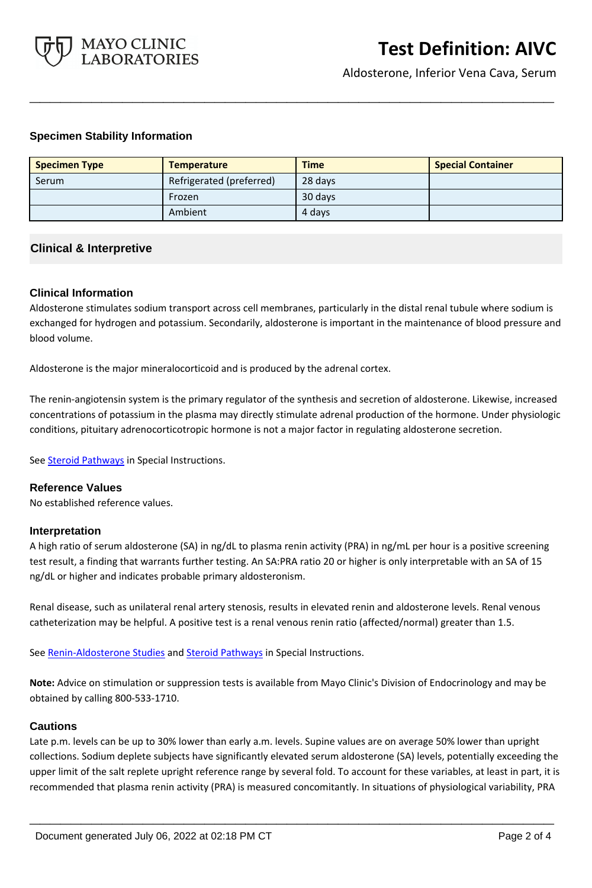## Specimen Stability Information

| Specimen Type | Temperature | Time | Special Container |
|---|---|---|---|
| Serum | Refrigerated (preferred) | 28 days | |
| | Frozen | 30 days | |
| | Ambient | 4 days | |

## Clinical & Interpretive

### Clinical Information

Aldosterone stimulates sodium transport across cell membranes, particularly in the distal renal tubule where sodium is exchanged for hydrogen and potassium. Secondarily, aldosterone is important in the maintenance of blood pressure and blood volume.

Aldosterone is the major mineralocorticoid and is produced by the adrenal cortex.

The renin-angiotensin system is the primary regulator of the synthesis and secretion of aldosterone. Likewise, increased concentrations of potassium in the plasma may directly stimulate adrenal production of the hormone. Under physiologic conditions, pituitary adrenocorticotropic hormone is not a major factor in regulating aldosterone secretion.

See Steroid Pathways in Special Instructions.

### Reference Values

No established reference values.

### Interpretation

A high ratio of serum aldosterone (SA) in ng/dL to plasma renin activity (PRA) in ng/mL per hour is a positive screening test result, a finding that warrants further testing. An SA:PRA ratio 20 or higher is only interpretable with an SA of 15 ng/dL or higher and indicates probable primary aldosteronism.

Renal disease, such as unilateral renal artery stenosis, results in elevated renin and aldosterone levels. Renal venous catheterization may be helpful. A positive test is a renal venous renin ratio (affected/normal) greater than 1.5.

See Renin-Aldosterone Studies and Steroid Pathways in Special Instructions.

**Note:** Advice on stimulation or suppression tests is available from Mayo Clinic's Division of Endocrinology and may be obtained by calling 800-533-1710.

### Cautions

Late p.m. levels can be up to 30% lower than early a.m. levels. Supine values are on average 50% lower than upright collections. Sodium deplete subjects have significantly elevated serum aldosterone (SA) levels, potentially exceeding the upper limit of the salt replete upright reference range by several fold. To account for these variables, at least in part, it is recommended that plasma renin activity (PRA) is measured concomitantly. In situations of physiological variability, PRA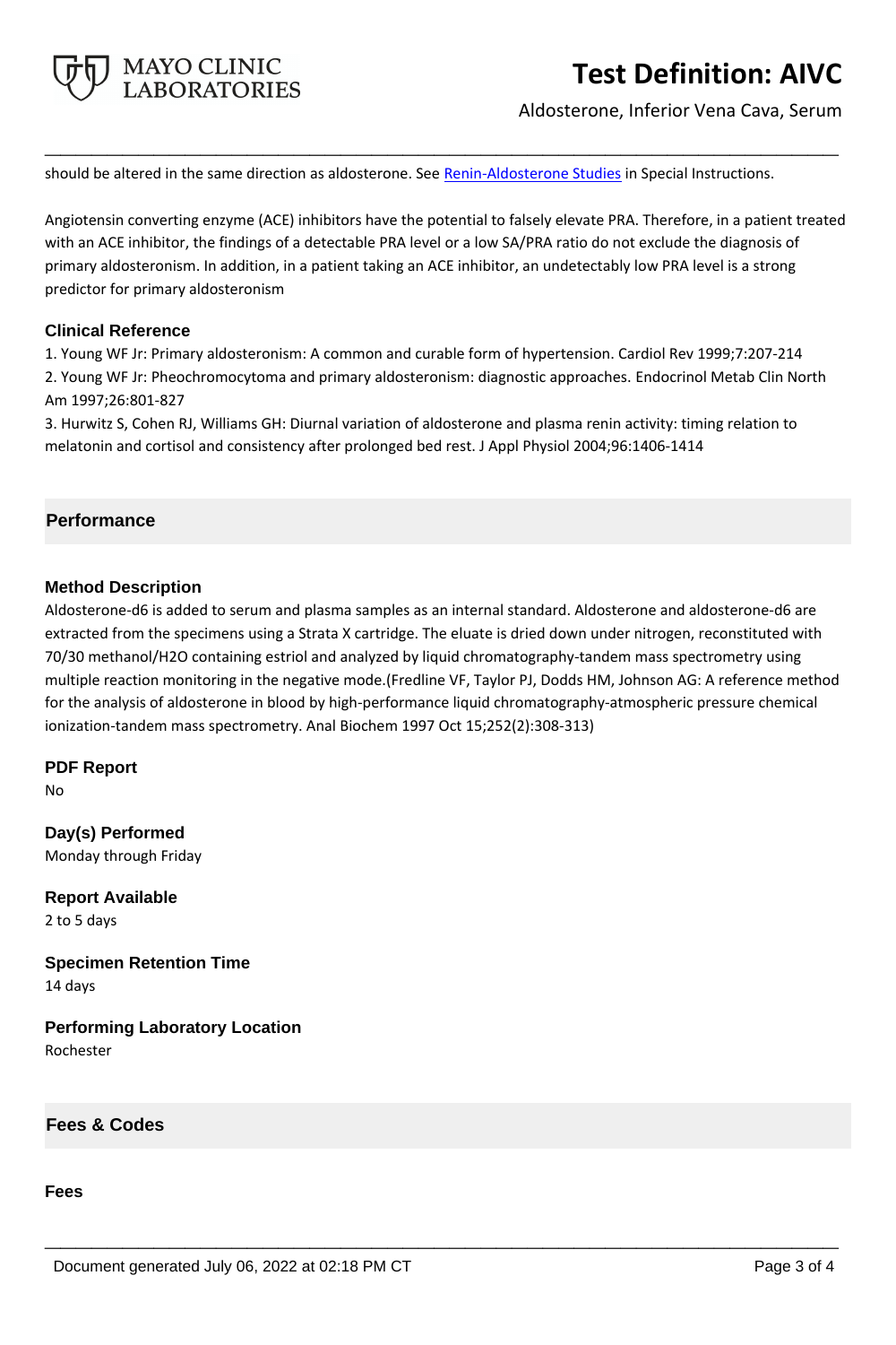should be altered in the same direction as aldosterone. See Renin-Aldosterone Studies in Special Instructions.

Angiotensin converting enzyme (ACE) inhibitors have the potential to falsely elevate PRA. Therefore, in a patient treated with an ACE inhibitor, the findings of a detectable PRA level or a low SA/PRA ratio do not exclude the diagnosis of primary aldosteronism. In addition, in a patient taking an ACE inhibitor, an undetectably low PRA level is a strong predictor for primary aldosteronism

### Clinical Reference

1. Young WF Jr: Primary aldosteronism: A common and curable form of hypertension. Cardiol Rev 1999;7:207-214
2. Young WF Jr: Pheochromocytoma and primary aldosteronism: diagnostic approaches. Endocrinol Metab Clin North Am 1997;26:801-827
3. Hurwitz S, Cohen RJ, Williams GH: Diurnal variation of aldosterone and plasma renin activity: timing relation to melatonin and cortisol and consistency after prolonged bed rest. J Appl Physiol 2004;96:1406-1414

## Performance

### Method Description

Aldosterone-d6 is added to serum and plasma samples as an internal standard. Aldosterone and aldosterone-d6 are extracted from the specimens using a Strata X cartridge. The eluate is dried down under nitrogen, reconstituted with 70/30 methanol/$H_2O$ containing estriol and analyzed by liquid chromatography-tandem mass spectrometry using multiple reaction monitoring in the negative mode.(Fredline VF, Taylor PJ, Dodds HM, Johnson AG: A reference method for the analysis of aldosterone in blood by high-performance liquid chromatography-atmospheric pressure chemical ionization-tandem mass spectrometry. Anal Biochem 1997 Oct 15;252(2):308-313)

### PDF Report

No

### Day(s) Performed

Monday through Friday

### Report Available

2 to 5 days

### Specimen Retention Time

14 days

### Performing Laboratory Location

Rochester

## Fees & Codes

### Fees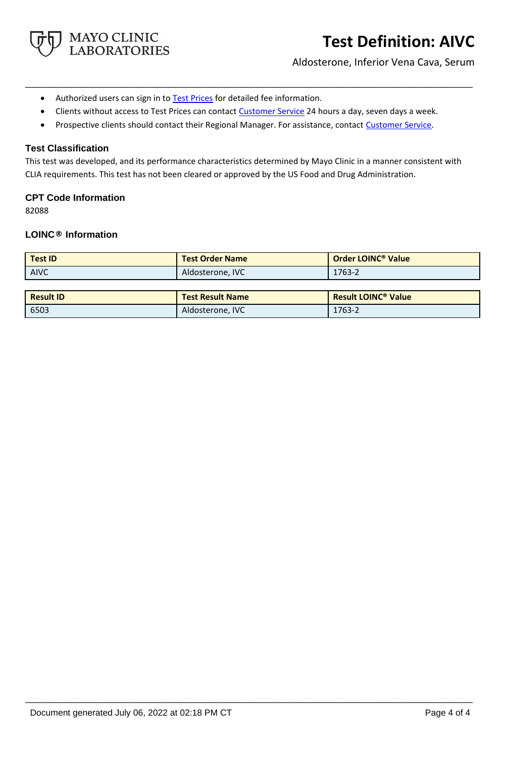- Authorized users can sign in to Test Prices for detailed fee information.
- Clients without access to Test Prices can contact Customer Service 24 hours a day, seven days a week.
- Prospective clients should contact their Regional Manager. For assistance, contact Customer Service.

### Test Classification

This test was developed, and its performance characteristics determined by Mayo Clinic in a manner consistent with CLIA requirements. This test has not been cleared or approved by the US Food and Drug Administration.

### CPT Code Information

82088

### LOINC® Information

| Test ID | Test Order Name | Order LOINC® Value |
|---|---|---|
| AIVC | Aldosterone, IVC | 1763-2 |

| Result ID | Test Result Name | Result LOINC® Value |
|---|---|---|
| 6503 | Aldosterone, IVC | 1763-2 |